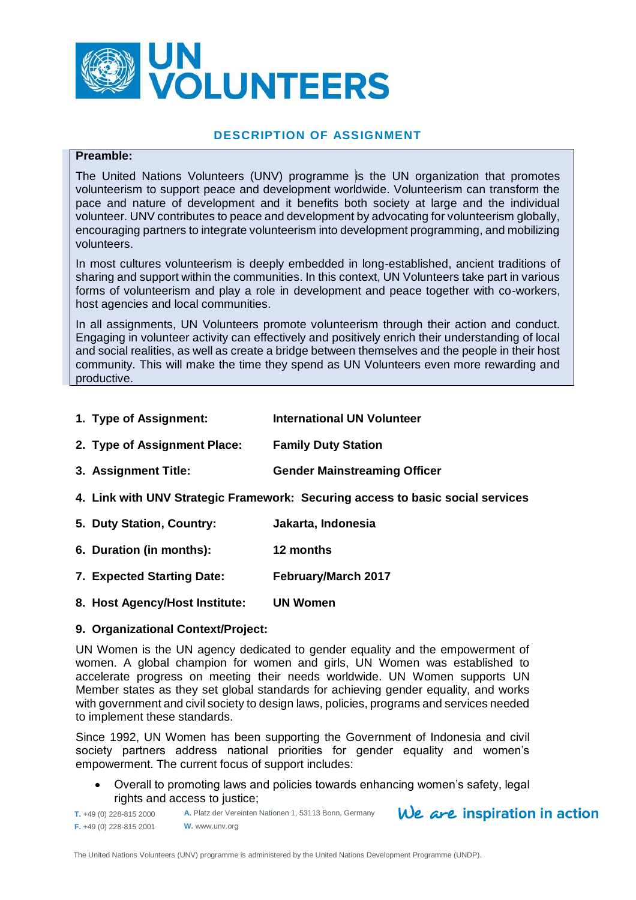# UN VOLUNTEERS

## DESCRIPTION OF ASSIGNMENT

**Preamble:**

The United Nations Volunteers (UNV) programme is the UN organization that promotes volunteerism to support peace and development worldwide. Volunteerism can transform the pace and nature of development and it benefits both society at large and the individual volunteer. UNV contributes to peace and development by advocating for volunteerism globally, encouraging partners to integrate volunteerism into development programming, and mobilizing volunteers.

In most cultures volunteerism is deeply embedded in long-established, ancient traditions of sharing and support within the communities. In this context, UN Volunteers take part in various forms of volunteerism and play a role in development and peace together with co-workers, host agencies and local communities.

In all assignments, UN Volunteers promote volunteerism through their action and conduct. Engaging in volunteer activity can effectively and positively enrich their understanding of local and social realities, as well as create a bridge between themselves and the people in their host community. This will make the time they spend as UN Volunteers even more rewarding and productive.

1. **Type of Assignment:** **International UN Volunteer**
2. **Type of Assignment Place:** **Family Duty Station**
3. **Assignment Title:** **Gender Mainstreaming Officer**
4. **Link with UNV Strategic Framework: Securing access to basic social services**
5. **Duty Station, Country:** **Jakarta, Indonesia**
6. **Duration (in months):** **12 months**
7. **Expected Starting Date:** **February/March 2017**
8. **Host Agency/Host Institute:** **UN Women**
9. **Organizational Context/Project:**

UN Women is the UN agency dedicated to gender equality and the empowerment of women. A global champion for women and girls, UN Women was established to accelerate progress on meeting their needs worldwide. UN Women supports UN Member states as they set global standards for achieving gender equality, and works with government and civil society to design laws, policies, programs and services needed to implement these standards.

Since 1992, UN Women has been supporting the Government of Indonesia and civil society partners address national priorities for gender equality and women's empowerment. The current focus of support includes:

- Overall to promoting laws and policies towards enhancing women's safety, legal rights and access to justice;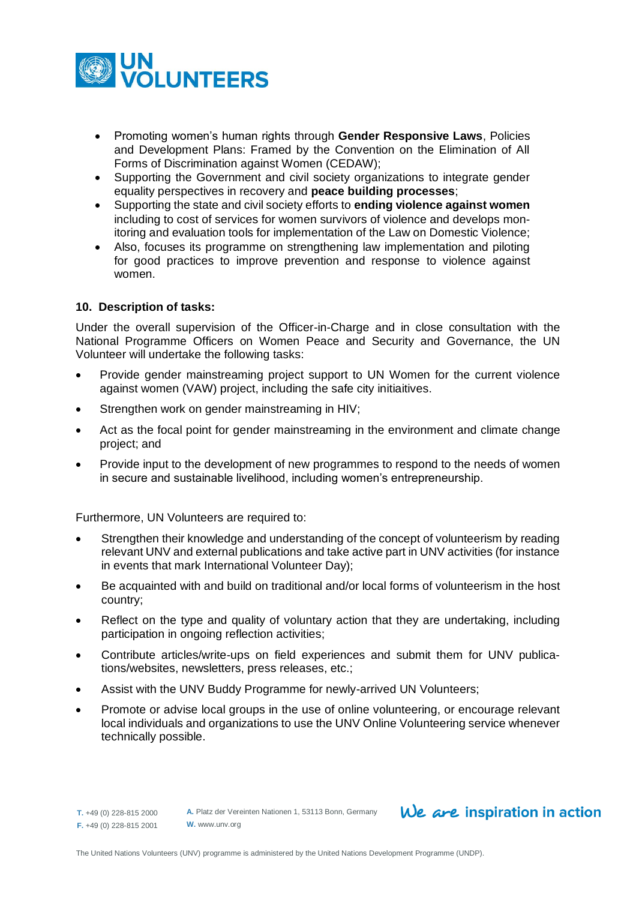- Promoting women's human rights through **Gender Responsive Laws**, Policies and Development Plans: Framed by the Convention on the Elimination of All Forms of Discrimination against Women (CEDAW);
- Supporting the Government and civil society organizations to integrate gender equality perspectives in recovery and **peace building processes**;
- Supporting the state and civil society efforts to **ending violence against women** including to cost of services for women survivors of violence and develops monitoring and evaluation tools for implementation of the Law on Domestic Violence;
- Also, focuses its programme on strengthening law implementation and piloting for good practices to improve prevention and response to violence against women.

**10. Description of tasks:**

Under the overall supervision of the Officer-in-Charge and in close consultation with the National Programme Officers on Women Peace and Security and Governance, the UN Volunteer will undertake the following tasks:

- Provide gender mainstreaming project support to UN Women for the current violence against women (VAW) project, including the safe city initiaitives.
- Strengthen work on gender mainstreaming in HIV;
- Act as the focal point for gender mainstreaming in the environment and climate change project; and
- Provide input to the development of new programmes to respond to the needs of women in secure and sustainable livelihood, including women's entrepreneurship.

Furthermore, UN Volunteers are required to:

- Strengthen their knowledge and understanding of the concept of volunteerism by reading relevant UNV and external publications and take active part in UNV activities (for instance in events that mark International Volunteer Day);
- Be acquainted with and build on traditional and/or local forms of volunteerism in the host country;
- Reflect on the type and quality of voluntary action that they are undertaking, including participation in ongoing reflection activities;
- Contribute articles/write-ups on field experiences and submit them for UNV publications/websites, newsletters, press releases, etc.;
- Assist with the UNV Buddy Programme for newly-arrived UN Volunteers;
- Promote or advise local groups in the use of online volunteering, or encourage relevant local individuals and organizations to use the UNV Online Volunteering service whenever technically possible.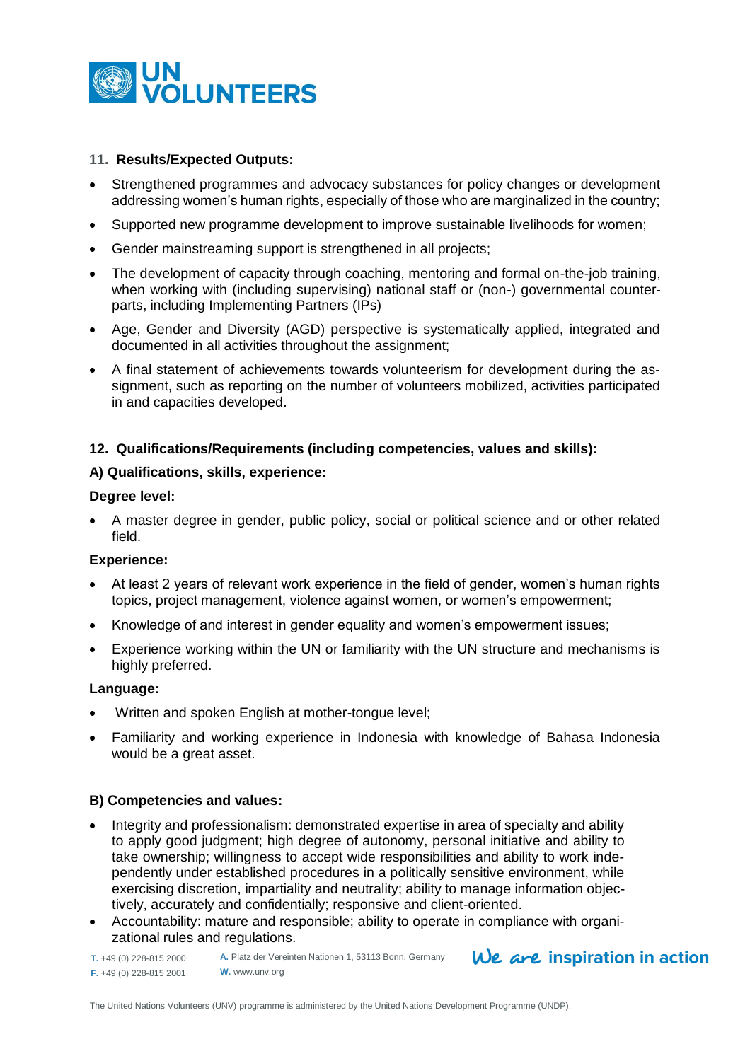**11. Results/Expected Outputs:**

- Strengthened programmes and advocacy substances for policy changes or development addressing women's human rights, especially of those who are marginalized in the country;
- Supported new programme development to improve sustainable livelihoods for women;
- Gender mainstreaming support is strengthened in all projects;
- The development of capacity through coaching, mentoring and formal on-the-job training, when working with (including supervising) national staff or (non-) governmental counter-parts, including Implementing Partners (IPs)
- Age, Gender and Diversity (AGD) perspective is systematically applied, integrated and documented in all activities throughout the assignment;
- A final statement of achievements towards volunteerism for development during the assignment, such as reporting on the number of volunteers mobilized, activities participated in and capacities developed.

**12. Qualifications/Requirements (including competencies, values and skills):**

**A) Qualifications, skills, experience:**

**Degree level:**

- A master degree in gender, public policy, social or political science and or other related field.

**Experience:**

- At least 2 years of relevant work experience in the field of gender, women's human rights topics, project management, violence against women, or women's empowerment;
- Knowledge of and interest in gender equality and women's empowerment issues;
- Experience working within the UN or familiarity with the UN structure and mechanisms is highly preferred.

**Language:**

- Written and spoken English at mother-tongue level;
- Familiarity and working experience in Indonesia with knowledge of Bahasa Indonesia would be a great asset.

**B) Competencies and values:**

- Integrity and professionalism: demonstrated expertise in area of specialty and ability to apply good judgment; high degree of autonomy, personal initiative and ability to take ownership; willingness to accept wide responsibilities and ability to work independently under established procedures in a politically sensitive environment, while exercising discretion, impartiality and neutrality; ability to manage information objectively, accurately and confidentially; responsive and client-oriented.
- Accountability: mature and responsible; ability to operate in compliance with organizational rules and regulations.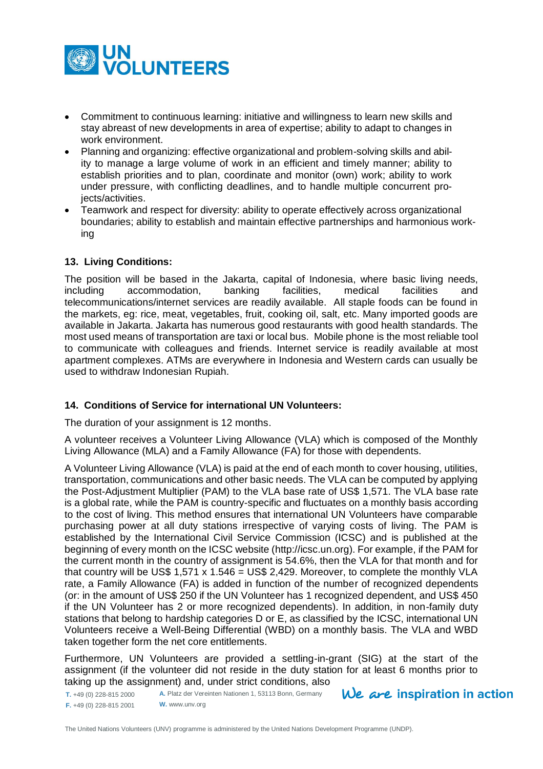- Commitment to continuous learning: initiative and willingness to learn new skills and stay abreast of new developments in area of expertise; ability to adapt to changes in work environment.
- Planning and organizing: effective organizational and problem-solving skills and ability to manage a large volume of work in an efficient and timely manner; ability to establish priorities and to plan, coordinate and monitor (own) work; ability to work under pressure, with conflicting deadlines, and to handle multiple concurrent projects/activities.
- Teamwork and respect for diversity: ability to operate effectively across organizational boundaries; ability to establish and maintain effective partnerships and harmonious working

## 13. Living Conditions:

The position will be based in the Jakarta, capital of Indonesia, where basic living needs, including accommodation, banking facilities, medical facilities and telecommunications/internet services are readily available. All staple foods can be found in the markets, eg: rice, meat, vegetables, fruit, cooking oil, salt, etc. Many imported goods are available in Jakarta. Jakarta has numerous good restaurants with good health standards. The most used means of transportation are taxi or local bus. Mobile phone is the most reliable tool to communicate with colleagues and friends. Internet service is readily available at most apartment complexes. ATMs are everywhere in Indonesia and Western cards can usually be used to withdraw Indonesian Rupiah.

## 14. Conditions of Service for international UN Volunteers:

The duration of your assignment is 12 months.

A volunteer receives a Volunteer Living Allowance (VLA) which is composed of the Monthly Living Allowance (MLA) and a Family Allowance (FA) for those with dependents.

A Volunteer Living Allowance (VLA) is paid at the end of each month to cover housing, utilities, transportation, communications and other basic needs. The VLA can be computed by applying the Post-Adjustment Multiplier (PAM) to the VLA base rate of US$ 1,571. The VLA base rate is a global rate, while the PAM is country-specific and fluctuates on a monthly basis according to the cost of living. This method ensures that international UN Volunteers have comparable purchasing power at all duty stations irrespective of varying costs of living. The PAM is established by the International Civil Service Commission (ICSC) and is published at the beginning of every month on the ICSC website (http://icsc.un.org). For example, if the PAM for the current month in the country of assignment is 54.6%, then the VLA for that month and for that country will be US$ 1,571 x 1.546 = US$ 2,429. Moreover, to complete the monthly VLA rate, a Family Allowance (FA) is added in function of the number of recognized dependents (or: in the amount of US$ 250 if the UN Volunteer has 1 recognized dependent, and US$ 450 if the UN Volunteer has 2 or more recognized dependents). In addition, in non-family duty stations that belong to hardship categories D or E, as classified by the ICSC, international UN Volunteers receive a Well-Being Differential (WBD) on a monthly basis. The VLA and WBD taken together form the net core entitlements.

Furthermore, UN Volunteers are provided a settling-in-grant (SIG) at the start of the assignment (if the volunteer did not reside in the duty station for at least 6 months prior to taking up the assignment) and, under strict conditions, also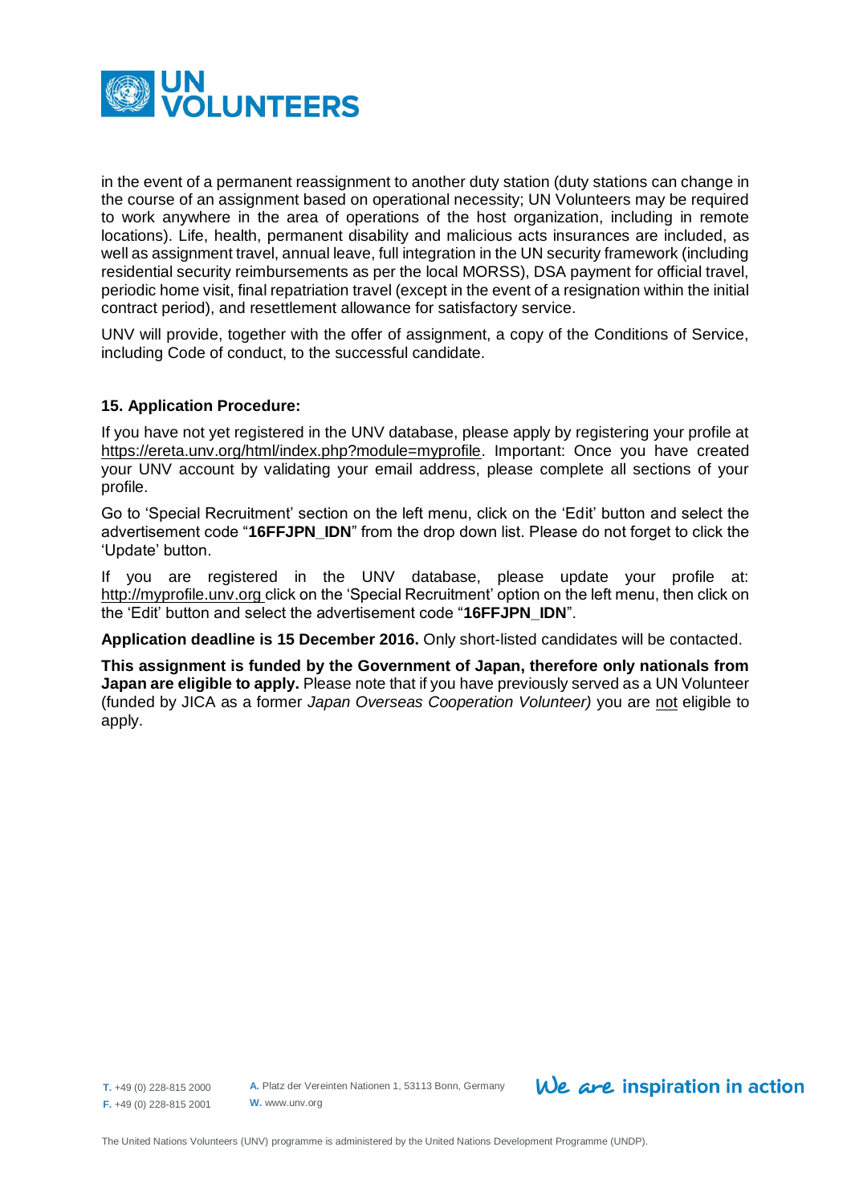in the event of a permanent reassignment to another duty station (duty stations can change in the course of an assignment based on operational necessity; UN Volunteers may be required to work anywhere in the area of operations of the host organization, including in remote locations). Life, health, permanent disability and malicious acts insurances are included, as well as assignment travel, annual leave, full integration in the UN security framework (including residential security reimbursements as per the local MORSS), DSA payment for official travel, periodic home visit, final repatriation travel (except in the event of a resignation within the initial contract period), and resettlement allowance for satisfactory service.

UNV will provide, together with the offer of assignment, a copy of the Conditions of Service, including Code of conduct, to the successful candidate.

**15. Application Procedure:**

If you have not yet registered in the UNV database, please apply by registering your profile at https://ereta.unv.org/html/index.php?module=myprofile. Important: Once you have created your UNV account by validating your email address, please complete all sections of your profile.

Go to 'Special Recruitment' section on the left menu, click on the 'Edit' button and select the advertisement code "**16FFJPN_IDN**" from the drop down list. Please do not forget to click the 'Update' button.

If you are registered in the UNV database, please update your profile at: http://myprofile.unv.org click on the 'Special Recruitment' option on the left menu, then click on the 'Edit' button and select the advertisement code "**16FFJPN_IDN**".

**Application deadline is 15 December 2016.** Only short-listed candidates will be contacted.

**This assignment is funded by the Government of Japan, therefore only nationals from Japan are eligible to apply.** Please note that if you have previously served as a UN Volunteer (funded by JICA as a former *Japan Overseas Cooperation Volunteer)* you are not eligible to apply.